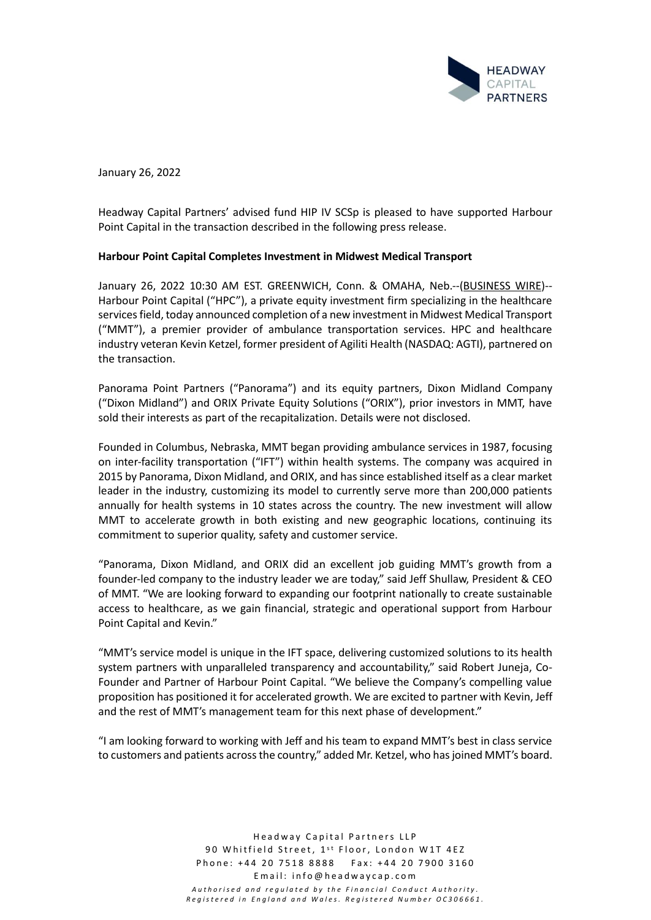January 26, 2022

Headway Capital Partners' advised fund HIP IV SCSp is pleased to have supported Harbour Point Capital in the transaction described in the following press release.

**Harbour Point Capital Completes Investment in Midwest Medical Transport**

January 26, 2022 10:30 AM EST. GREENWICH, Conn. & OMAHA, Neb.--(BUSINESS WIRE)-- Harbour Point Capital ("HPC"), a private equity investment firm specializing in the healthcare services field, today announced completion of a new investment in Midwest Medical Transport ("MMT"), a premier provider of ambulance transportation services. HPC and healthcare industry veteran Kevin Ketzel, former president of Agiliti Health (NASDAQ: AGTI), partnered on the transaction.

Panorama Point Partners ("Panorama") and its equity partners, Dixon Midland Company ("Dixon Midland") and ORIX Private Equity Solutions ("ORIX"), prior investors in MMT, have sold their interests as part of the recapitalization. Details were not disclosed.

Founded in Columbus, Nebraska, MMT began providing ambulance services in 1987, focusing on inter-facility transportation ("IFT") within health systems. The company was acquired in 2015 by Panorama, Dixon Midland, and ORIX, and has since established itself as a clear market leader in the industry, customizing its model to currently serve more than 200,000 patients annually for health systems in 10 states across the country. The new investment will allow MMT to accelerate growth in both existing and new geographic locations, continuing its commitment to superior quality, safety and customer service.

"Panorama, Dixon Midland, and ORIX did an excellent job guiding MMT's growth from a founder-led company to the industry leader we are today," said Jeff Shullaw, President & CEO of MMT. "We are looking forward to expanding our footprint nationally to create sustainable access to healthcare, as we gain financial, strategic and operational support from Harbour Point Capital and Kevin."

"MMT's service model is unique in the IFT space, delivering customized solutions to its health system partners with unparalleled transparency and accountability," said Robert Juneja, Co-Founder and Partner of Harbour Point Capital. "We believe the Company's compelling value proposition has positioned it for accelerated growth. We are excited to partner with Kevin, Jeff and the rest of MMT's management team for this next phase of development."

"I am looking forward to working with Jeff and his team to expand MMT's best in class service to customers and patients across the country," added Mr. Ketzel, who has joined MMT's board.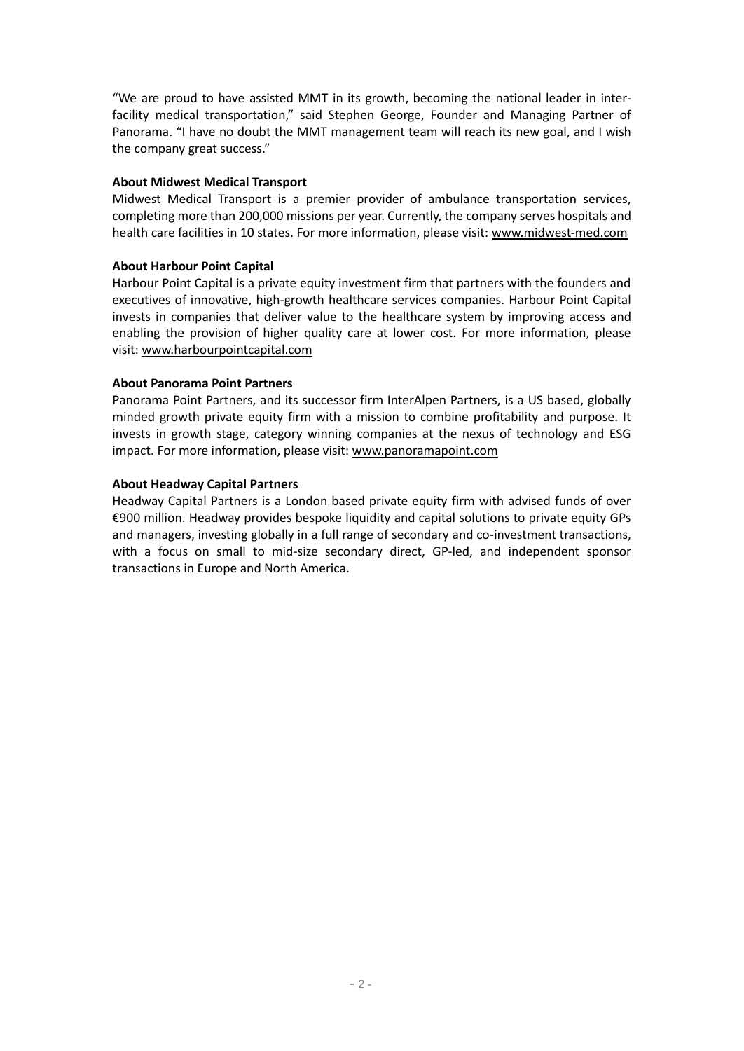"We are proud to have assisted MMT in its growth, becoming the national leader in inter-facility medical transportation," said Stephen George, Founder and Managing Partner of Panorama. "I have no doubt the MMT management team will reach its new goal, and I wish the company great success."

**About Midwest Medical Transport**

Midwest Medical Transport is a premier provider of ambulance transportation services, completing more than 200,000 missions per year. Currently, the company serves hospitals and health care facilities in 10 states. For more information, please visit: www.midwest-med.com

**About Harbour Point Capital**

Harbour Point Capital is a private equity investment firm that partners with the founders and executives of innovative, high-growth healthcare services companies. Harbour Point Capital invests in companies that deliver value to the healthcare system by improving access and enabling the provision of higher quality care at lower cost. For more information, please visit: www.harbourpointcapital.com

**About Panorama Point Partners**

Panorama Point Partners, and its successor firm InterAlpen Partners, is a US based, globally minded growth private equity firm with a mission to combine profitability and purpose. It invests in growth stage, category winning companies at the nexus of technology and ESG impact. For more information, please visit: www.panoramapoint.com

**About Headway Capital Partners**

Headway Capital Partners is a London based private equity firm with advised funds of over €900 million. Headway provides bespoke liquidity and capital solutions to private equity GPs and managers, investing globally in a full range of secondary and co-investment transactions, with a focus on small to mid-size secondary direct, GP-led, and independent sponsor transactions in Europe and North America.